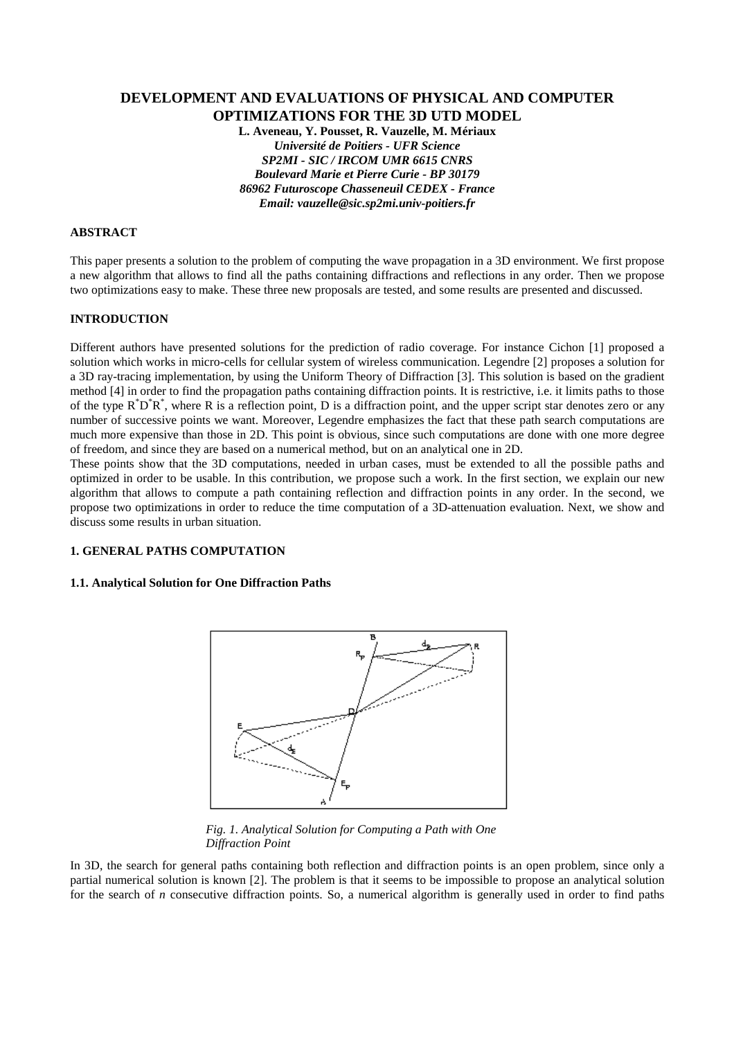# DEVELOPMENT AND EVALUATIONS OF PHYSICAL AND COMPUTER OPTIMIZATIONS FOR THE 3D UTD MODEL

**L. Aveneau, Y. Pousset, R. Vauzelle, M. Mériaux**

***Université de Poitiers - UFR Science***
***SP2MI - SIC / IRCOM UMR 6615 CNRS***
***Boulevard Marie et Pierre Curie - BP 30179***
***86962 Futuroscope Chasseneuil CEDEX - France***
***Email: vauzelle@sic.sp2mi.univ-poitiers.fr***

## ABSTRACT

This paper presents a solution to the problem of computing the wave propagation in a 3D environment. We first propose a new algorithm that allows to find all the paths containing diffractions and reflections in any order. Then we propose two optimizations easy to make. These three new proposals are tested, and some results are presented and discussed.

## INTRODUCTION

Different authors have presented solutions for the prediction of radio coverage. For instance Cichon [1] proposed a solution which works in micro-cells for cellular system of wireless communication. Legendre [2] proposes a solution for a 3D ray-tracing implementation, by using the Uniform Theory of Diffraction [3]. This solution is based on the gradient method [4] in order to find the propagation paths containing diffraction points. It is restrictive, i.e. it limits paths to those of the type $R^*D^*R^*$, where R is a reflection point, D is a diffraction point, and the upper script star denotes zero or any number of successive points we want. Moreover, Legendre emphasizes the fact that these path search computations are much more expensive than those in 2D. This point is obvious, since such computations are done with one more degree of freedom, and since they are based on a numerical method, but on an analytical one in 2D.

These points show that the 3D computations, needed in urban cases, must be extended to all the possible paths and optimized in order to be usable. In this contribution, we propose such a work. In the first section, we explain our new algorithm that allows to compute a path containing reflection and diffraction points in any order. In the second, we propose two optimizations in order to reduce the time computation of a 3D-attenuation evaluation. Next, we show and discuss some results in urban situation.

## 1. GENERAL PATHS COMPUTATION

### 1.1. Analytical Solution for One Diffraction Paths

*Fig. 1. Analytical Solution for Computing a Path with One Diffraction Point*

In 3D, the search for general paths containing both reflection and diffraction points is an open problem, since only a partial numerical solution is known [2]. The problem is that it seems to be impossible to propose an analytical solution for the search of *n* consecutive diffraction points. So, a numerical algorithm is generally used in order to find paths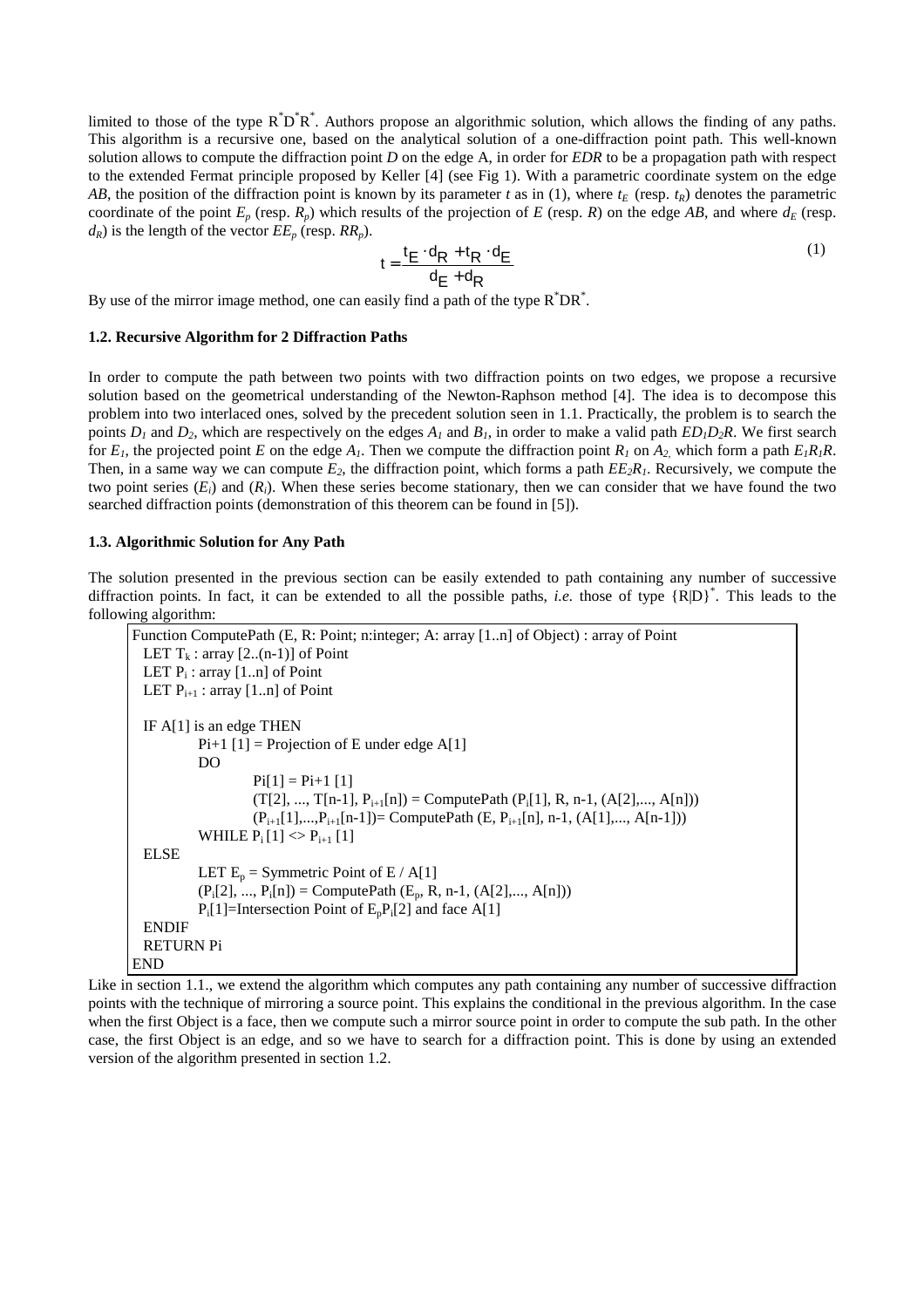limited to those of the type $R^*D^*R^*$. Authors propose an algorithmic solution, which allows the finding of any paths. This algorithm is a recursive one, based on the analytical solution of a one-diffraction point path. This well-known solution allows to compute the diffraction point *D* on the edge A, in order for *EDR* to be a propagation path with respect to the extended Fermat principle proposed by Keller [4] (see Fig 1). With a parametric coordinate system on the edge *AB*, the position of the diffraction point is known by its parameter *t* as in (1), where $t_E$ (resp. $t_R$) denotes the parametric coordinate of the point $E_p$ (resp. $R_p$) which results of the projection of *E* (resp. *R*) on the edge *AB*, and where $d_E$ (resp. $d_R$) is the length of the vector $EE_p$ (resp. $RR_p$).

$$t = \frac{t_E \cdot d_R + t_R \cdot d_E}{d_E + d_R} \tag{1}$$

By use of the mirror image method, one can easily find a path of the type $R^*DR^*$.

### 1.2. Recursive Algorithm for 2 Diffraction Paths

In order to compute the path between two points with two diffraction points on two edges, we propose a recursive solution based on the geometrical understanding of the Newton-Raphson method [4]. The idea is to decompose this problem into two interlaced ones, solved by the precedent solution seen in 1.1. Practically, the problem is to search the points $D_1$ and $D_2$, which are respectively on the edges $A_1$ and $B_1$, in order to make a valid path $ED_1D_2R$. We first search for $E_1$, the projected point *E* on the edge $A_1$. Then we compute the diffraction point $R_1$ on $A_2$, which form a path $E_1R_1R$. Then, in a same way we can compute $E_2$, the diffraction point, which forms a path $EE_2R_1$. Recursively, we compute the two point series $(E_i)$ and $(R_i)$. When these series become stationary, then we can consider that we have found the two searched diffraction points (demonstration of this theorem can be found in [5]).

### 1.3. Algorithmic Solution for Any Path

The solution presented in the previous section can be easily extended to path containing any number of successive diffraction points. In fact, it can be extended to all the possible paths, *i.e.* those of type $\{R|D\}^*$. This leads to the following algorithm:

```
Function ComputePath (E, R: Point; n:integer; A: array [1..n] of Object) : array of Point
  LET T_k : array [2..(n-1)] of Point
  LET P_i : array [1..n] of Point
  LET P_{i+1} : array [1..n] of Point

  IF A[1] is an edge THEN
        Pi+1 [1] = Projection of E under edge A[1]
        DO
              Pi[1] = Pi+1 [1]
              (T[2], ..., T[n-1], P_{i+1}[n]) = ComputePath (P_i[1], R, n-1, (A[2],..., A[n]))
              (P_{i+1}[1],...,P_{i+1}[n-1])= ComputePath (E, P_{i+1}[n], n-1, (A[1],..., A[n-1]))
        WHILE P_i [1] <> P_{i+1} [1]
  ELSE
        LET E_p = Symmetric Point of E / A[1]
        (P_i[2], ..., P_i[n]) = ComputePath (E_p, R, n-1, (A[2],..., A[n]))
        P_i[1]=Intersection Point of E_pP_i[2] and face A[1]
  ENDIF
  RETURN Pi
END
```

Like in section 1.1., we extend the algorithm which computes any path containing any number of successive diffraction points with the technique of mirroring a source point. This explains the conditional in the previous algorithm. In the case when the first Object is a face, then we compute such a mirror source point in order to compute the sub path. In the other case, the first Object is an edge, and so we have to search for a diffraction point. This is done by using an extended version of the algorithm presented in section 1.2.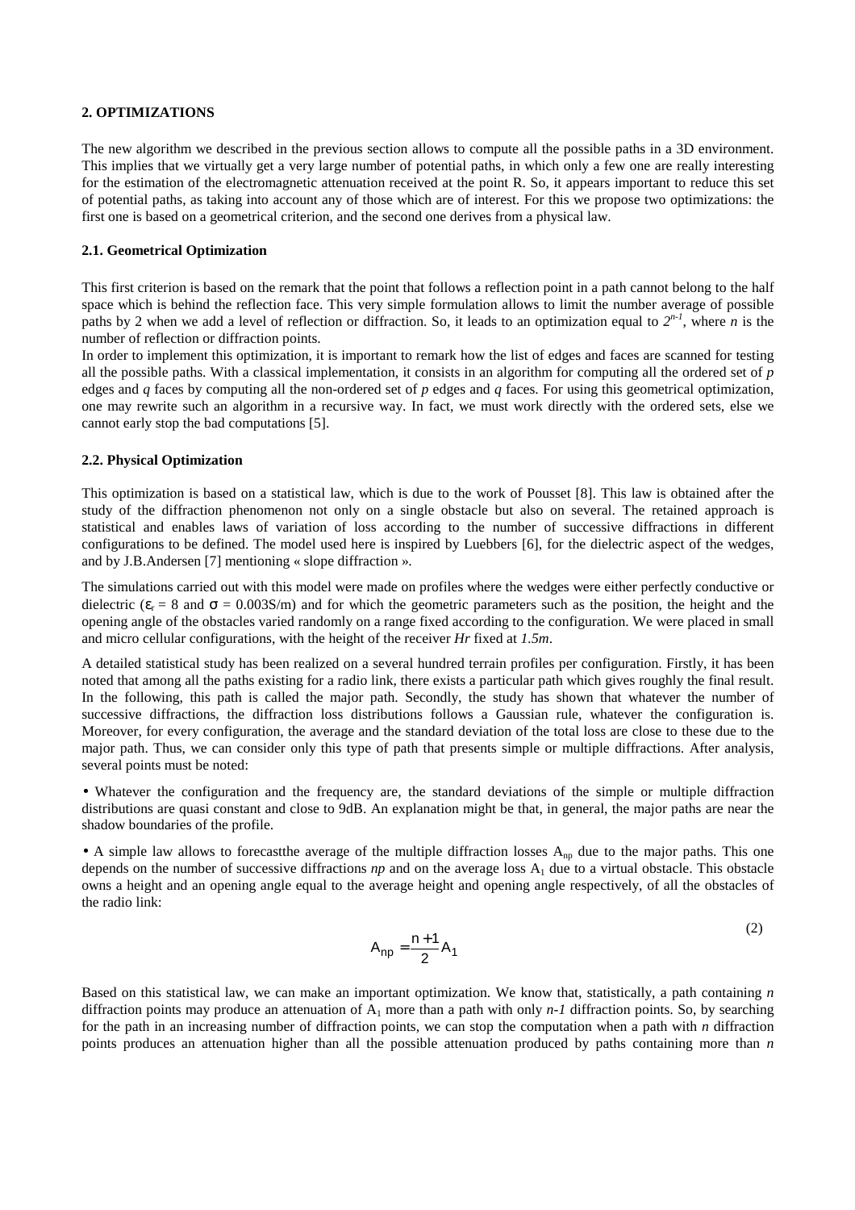## 2. OPTIMIZATIONS

The new algorithm we described in the previous section allows to compute all the possible paths in a 3D environment. This implies that we virtually get a very large number of potential paths, in which only a few one are really interesting for the estimation of the electromagnetic attenuation received at the point R. So, it appears important to reduce this set of potential paths, as taking into account any of those which are of interest. For this we propose two optimizations: the first one is based on a geometrical criterion, and the second one derives from a physical law.

### 2.1. Geometrical Optimization

This first criterion is based on the remark that the point that follows a reflection point in a path cannot belong to the half space which is behind the reflection face. This very simple formulation allows to limit the number average of possible paths by 2 when we add a level of reflection or diffraction. So, it leads to an optimization equal to $2^{n-1}$, where $n$ is the number of reflection or diffraction points.

In order to implement this optimization, it is important to remark how the list of edges and faces are scanned for testing all the possible paths. With a classical implementation, it consists in an algorithm for computing all the ordered set of $p$ edges and $q$ faces by computing all the non-ordered set of $p$ edges and $q$ faces. For using this geometrical optimization, one may rewrite such an algorithm in a recursive way. In fact, we must work directly with the ordered sets, else we cannot early stop the bad computations [5].

### 2.2. Physical Optimization

This optimization is based on a statistical law, which is due to the work of Pousset [8]. This law is obtained after the study of the diffraction phenomenon not only on a single obstacle but also on several. The retained approach is statistical and enables laws of variation of loss according to the number of successive diffractions in different configurations to be defined. The model used here is inspired by Luebbers [6], for the dielectric aspect of the wedges, and by J.B.Andersen [7] mentioning « slope diffraction ».

The simulations carried out with this model were made on profiles where the wedges were either perfectly conductive or dielectric ($\varepsilon_r = 8$ and $\sigma = 0.003$S/m) and for which the geometric parameters such as the position, the height and the opening angle of the obstacles varied randomly on a range fixed according to the configuration. We were placed in small and micro cellular configurations, with the height of the receiver *Hr* fixed at *1.5m*.

A detailed statistical study has been realized on a several hundred terrain profiles per configuration. Firstly, it has been noted that among all the paths existing for a radio link, there exists a particular path which gives roughly the final result. In the following, this path is called the major path. Secondly, the study has shown that whatever the number of successive diffractions, the diffraction loss distributions follows a Gaussian rule, whatever the configuration is. Moreover, for every configuration, the average and the standard deviation of the total loss are close to these due to the major path. Thus, we can consider only this type of path that presents simple or multiple diffractions. After analysis, several points must be noted:

- Whatever the configuration and the frequency are, the standard deviations of the simple or multiple diffraction distributions are quasi constant and close to 9dB. An explanation might be that, in general, the major paths are near the shadow boundaries of the profile.

- A simple law allows to forecastthe average of the multiple diffraction losses $A_{np}$ due to the major paths. This one depends on the number of successive diffractions $np$ and on the average loss $A_1$ due to a virtual obstacle. This obstacle owns a height and an opening angle equal to the average height and opening angle respectively, of all the obstacles of the radio link:

$$A_{np} = \frac{n+1}{2} A_1 \tag{2}$$

Based on this statistical law, we can make an important optimization. We know that, statistically, a path containing $n$ diffraction points may produce an attenuation of $A_1$ more than a path with only $n$-$1$ diffraction points. So, by searching for the path in an increasing number of diffraction points, we can stop the computation when a path with $n$ diffraction points produces an attenuation higher than all the possible attenuation produced by paths containing more than $n$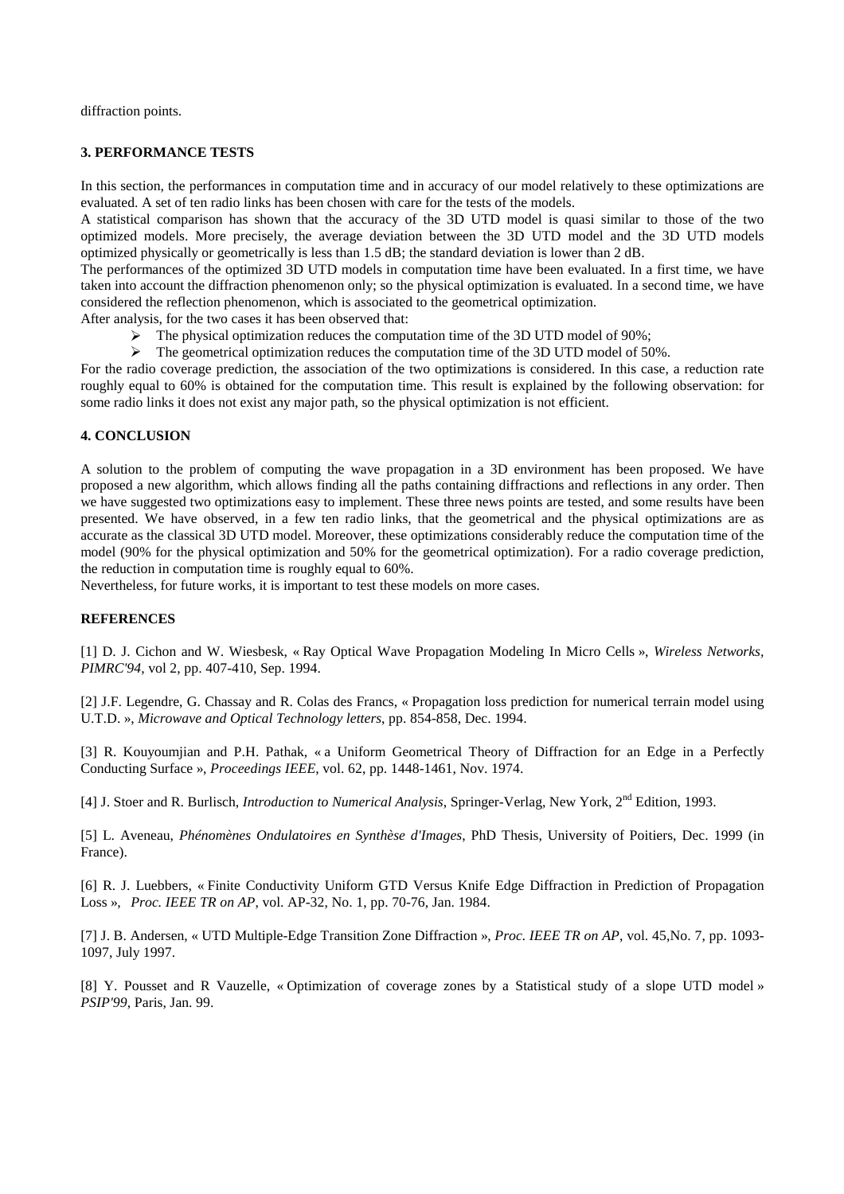diffraction points.

### 3. PERFORMANCE TESTS

In this section, the performances in computation time and in accuracy of our model relatively to these optimizations are evaluated. A set of ten radio links has been chosen with care for the tests of the models.

A statistical comparison has shown that the accuracy of the 3D UTD model is quasi similar to those of the two optimized models. More precisely, the average deviation between the 3D UTD model and the 3D UTD models optimized physically or geometrically is less than 1.5 dB; the standard deviation is lower than 2 dB.

The performances of the optimized 3D UTD models in computation time have been evaluated. In a first time, we have taken into account the diffraction phenomenon only; so the physical optimization is evaluated. In a second time, we have considered the reflection phenomenon, which is associated to the geometrical optimization.

After analysis, for the two cases it has been observed that:

- The physical optimization reduces the computation time of the 3D UTD model of 90%;
- The geometrical optimization reduces the computation time of the 3D UTD model of 50%.

For the radio coverage prediction, the association of the two optimizations is considered. In this case, a reduction rate roughly equal to 60% is obtained for the computation time. This result is explained by the following observation: for some radio links it does not exist any major path, so the physical optimization is not efficient.

### 4. CONCLUSION

A solution to the problem of computing the wave propagation in a 3D environment has been proposed. We have proposed a new algorithm, which allows finding all the paths containing diffractions and reflections in any order. Then we have suggested two optimizations easy to implement. These three news points are tested, and some results have been presented. We have observed, in a few ten radio links, that the geometrical and the physical optimizations are as accurate as the classical 3D UTD model. Moreover, these optimizations considerably reduce the computation time of the model (90% for the physical optimization and 50% for the geometrical optimization). For a radio coverage prediction, the reduction in computation time is roughly equal to 60%.

Nevertheless, for future works, it is important to test these models on more cases.

### REFERENCES

[1] D. J. Cichon and W. Wiesbesk, « Ray Optical Wave Propagation Modeling In Micro Cells », *Wireless Networks, PIMRC'94*, vol 2, pp. 407-410, Sep. 1994.

[2] J.F. Legendre, G. Chassay and R. Colas des Francs, « Propagation loss prediction for numerical terrain model using U.T.D. », *Microwave and Optical Technology letters*, pp. 854-858, Dec. 1994.

[3] R. Kouyoumjian and P.H. Pathak, « a Uniform Geometrical Theory of Diffraction for an Edge in a Perfectly Conducting Surface », *Proceedings IEEE*, vol. 62, pp. 1448-1461, Nov. 1974.

[4] J. Stoer and R. Burlisch, *Introduction to Numerical Analysis*, Springer-Verlag, New York, 2nd Edition, 1993.

[5] L. Aveneau, *Phénomènes Ondulatoires en Synthèse d'Images*, PhD Thesis, University of Poitiers, Dec. 1999 (in France).

[6] R. J. Luebbers, « Finite Conductivity Uniform GTD Versus Knife Edge Diffraction in Prediction of Propagation Loss », *Proc. IEEE TR on AP*, vol. AP-32, No. 1, pp. 70-76, Jan. 1984.

[7] J. B. Andersen, « UTD Multiple-Edge Transition Zone Diffraction », *Proc. IEEE TR on AP*, vol. 45,No. 7, pp. 1093-1097, July 1997.

[8] Y. Pousset and R Vauzelle, « Optimization of coverage zones by a Statistical study of a slope UTD model » *PSIP'99*, Paris, Jan. 99.